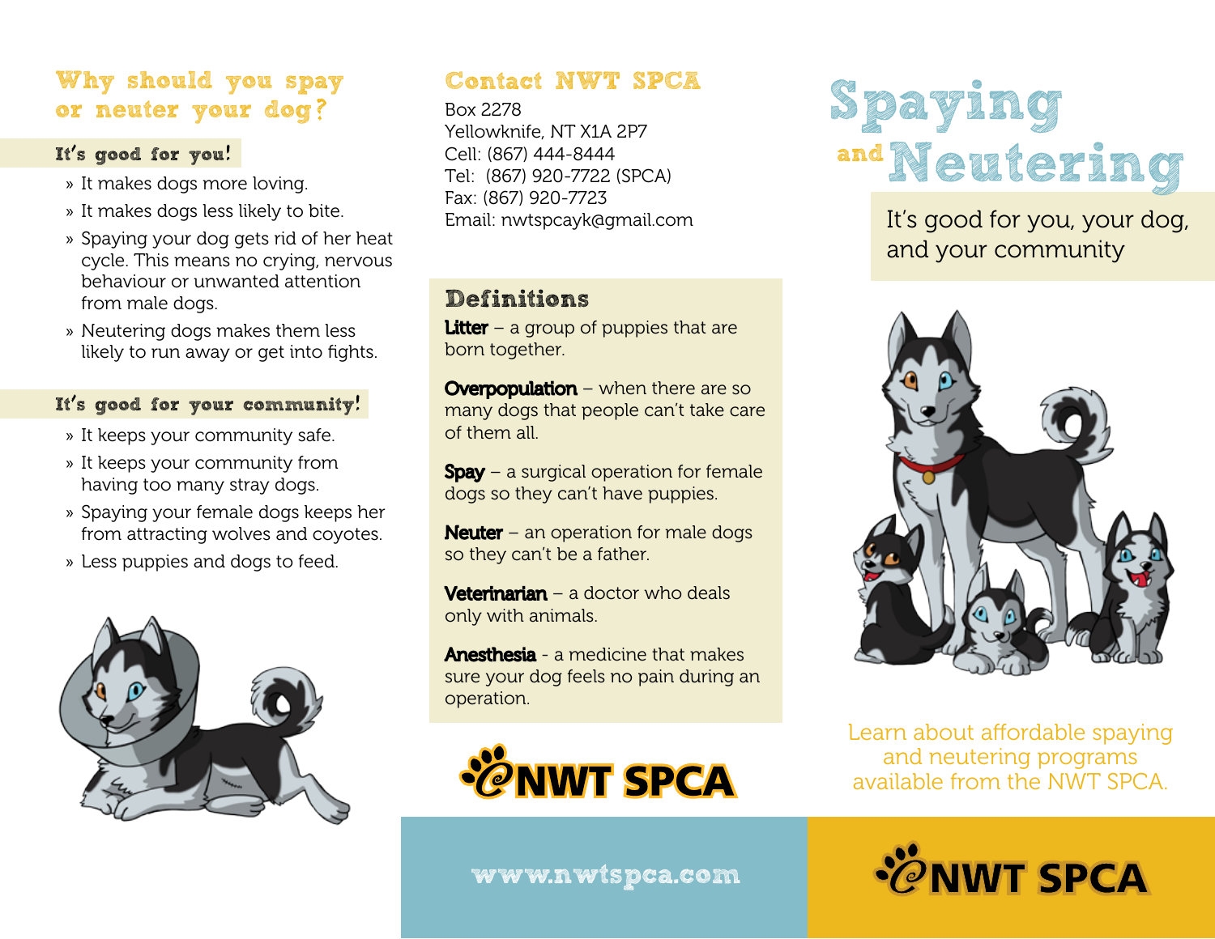# Spaying and Neutering

It's good for you, your dog, and your community

Learn about affordable spaying and neutering programs available from the NWT SPCA.

NWT SPCA

## Why should you spay or neuter your dog?

### It's good for you!

- It makes dogs more loving.
- It makes dogs less likely to bite.
- Spaying your dog gets rid of her heat cycle. This means no crying, nervous behaviour or unwanted attention from male dogs.
- Neutering dogs makes them less likely to run away or get into fights.

### It's good for your community!

- It keeps your community safe.
- It keeps your community from having too many stray dogs.
- Spaying your female dogs keeps her from attracting wolves and coyotes.
- Less puppies and dogs to feed.

## Contact NWT SPCA

Box 2278
Yellowknife, NT X1A 2P7
Cell: (867) 444-8444
Tel: (867) 920-7722 (SPCA)
Fax: (867) 920-7723
Email: nwtspcayk@gmail.com

## Definitions

**Litter** – a group of puppies that are born together.

**Overpopulation** – when there are so many dogs that people can't take care of them all.

**Spay** – a surgical operation for female dogs so they can't have puppies.

**Neuter** – an operation for male dogs so they can't be a father.

**Veterinarian** – a doctor who deals only with animals.

**Anesthesia** - a medicine that makes sure your dog feels no pain during an operation.

NWT SPCA

www.nwtspca.com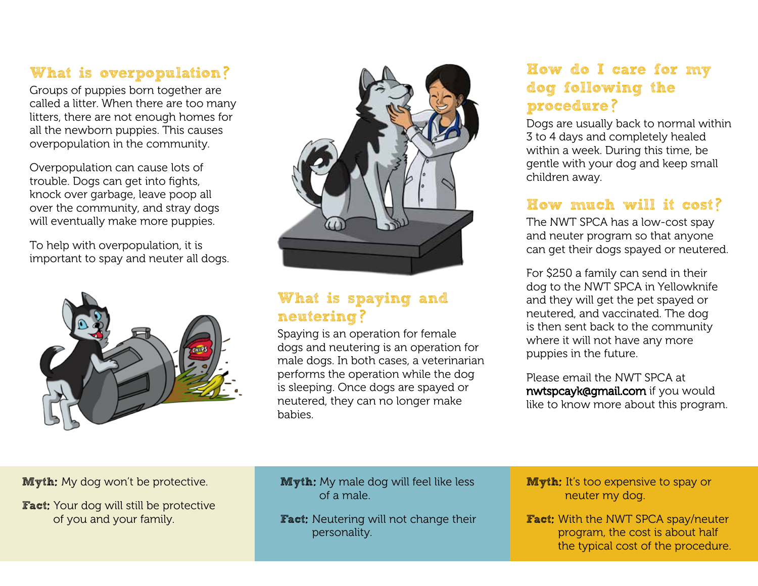## What is overpopulation?

Groups of puppies born together are called a litter. When there are too many litters, there are not enough homes for all the newborn puppies. This causes overpopulation in the community.

Overpopulation can cause lots of trouble. Dogs can get into fights, knock over garbage, leave poop all over the community, and stray dogs will eventually make more puppies.

To help with overpopulation, it is important to spay and neuter all dogs.

## What is spaying and neutering?

Spaying is an operation for female dogs and neutering is an operation for male dogs. In both cases, a veterinarian performs the operation while the dog is sleeping. Once dogs are spayed or neutered, they can no longer make babies.

## How do I care for my dog following the procedure?

Dogs are usually back to normal within 3 to 4 days and completely healed within a week. During this time, be gentle with your dog and keep small children away.

## How much will it cost?

The NWT SPCA has a low-cost spay and neuter program so that anyone can get their dogs spayed or neutered.

For $250 a family can send in their dog to the NWT SPCA in Yellowknife and they will get the pet spayed or neutered, and vaccinated. The dog is then sent back to the community where it will not have any more puppies in the future.

Please email the NWT SPCA at **nwtspcayk@gmail.com** if you would like to know more about this program.

**Myth:** My dog won't be protective.

**Fact:** Your dog will still be protective of you and your family.

**Myth:** My male dog will feel like less of a male.

**Fact:** Neutering will not change their personality.

**Myth:** It's too expensive to spay or neuter my dog.

**Fact:** With the NWT SPCA spay/neuter program, the cost is about half the typical cost of the procedure.